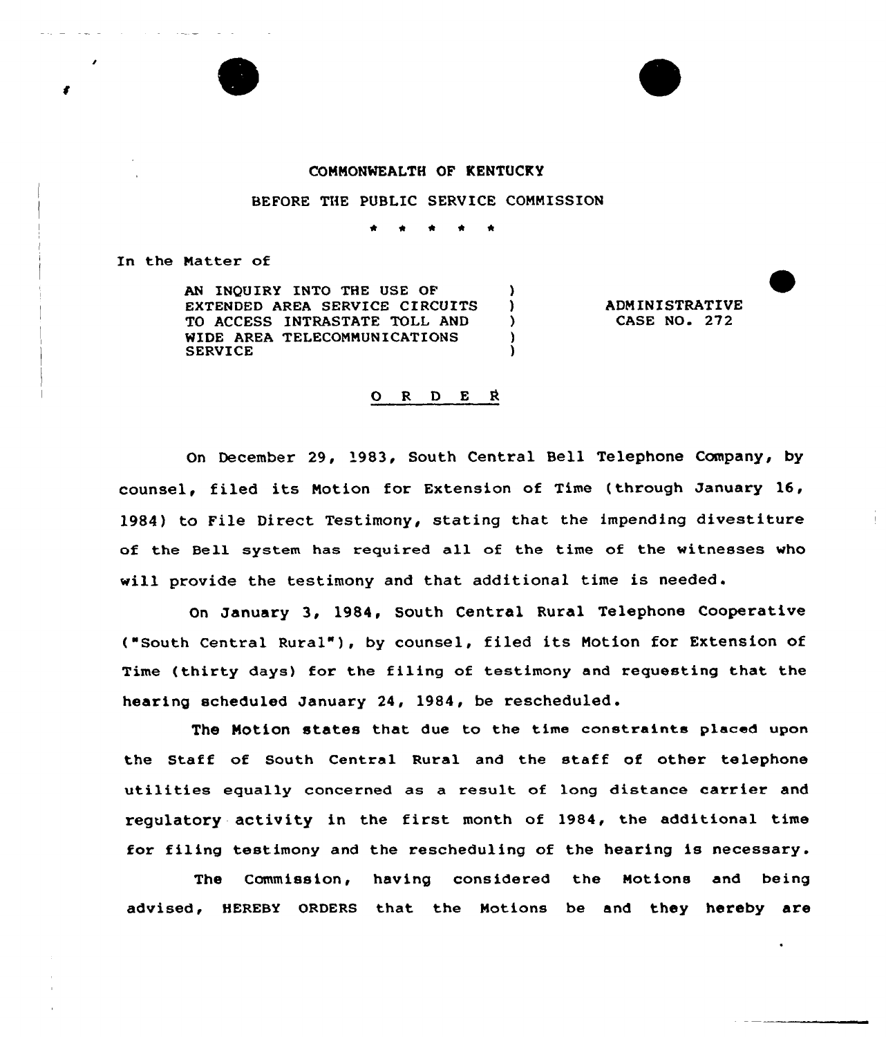COMMONWEALTH OF KENTUCKY

BEFORE THE PUBLIC SERVICE COMMISSION

\* \* \* \* \*

In the Matter of

| | | |
|---|---|---|
| AN INQUIRY INTO THE USE OF EXTENDED AREA SERVICE CIRCUITS TO ACCESS INTRASTATE TOLL AND WIDE AREA TELECOMMUNICATIONS SERVICE | ) | ADMINISTRATIVE CASE NO. 272 |

O R D E R

On December 29, 1983, South Central Bell Telephone Company, by counsel, filed its Motion for Extension of Time (through January 16, 1984) to File Direct Testimony, stating that the impending divestiture of the Bell system has required all of the time of the witnesses who will provide the testimony and that additional time is needed.

On January 3, 1984, South Central Rural Telephone Cooperative ("South Central Rural"), by counsel, filed its Motion for Extension of Time (thirty days) for the filing of testimony and requesting that the hearing scheduled January 24, 1984, be rescheduled.

The Motion states that due to the time constraints placed upon the Staff of South Central Rural and the staff of other telephone utilities equally concerned as a result of long distance carrier and regulatory activity in the first month of 1984, the additional time for filing testimony and the rescheduling of the hearing is necessary.

The Commission, having considered the Motions and being advised, HEREBY ORDERS that the Motions be and they hereby are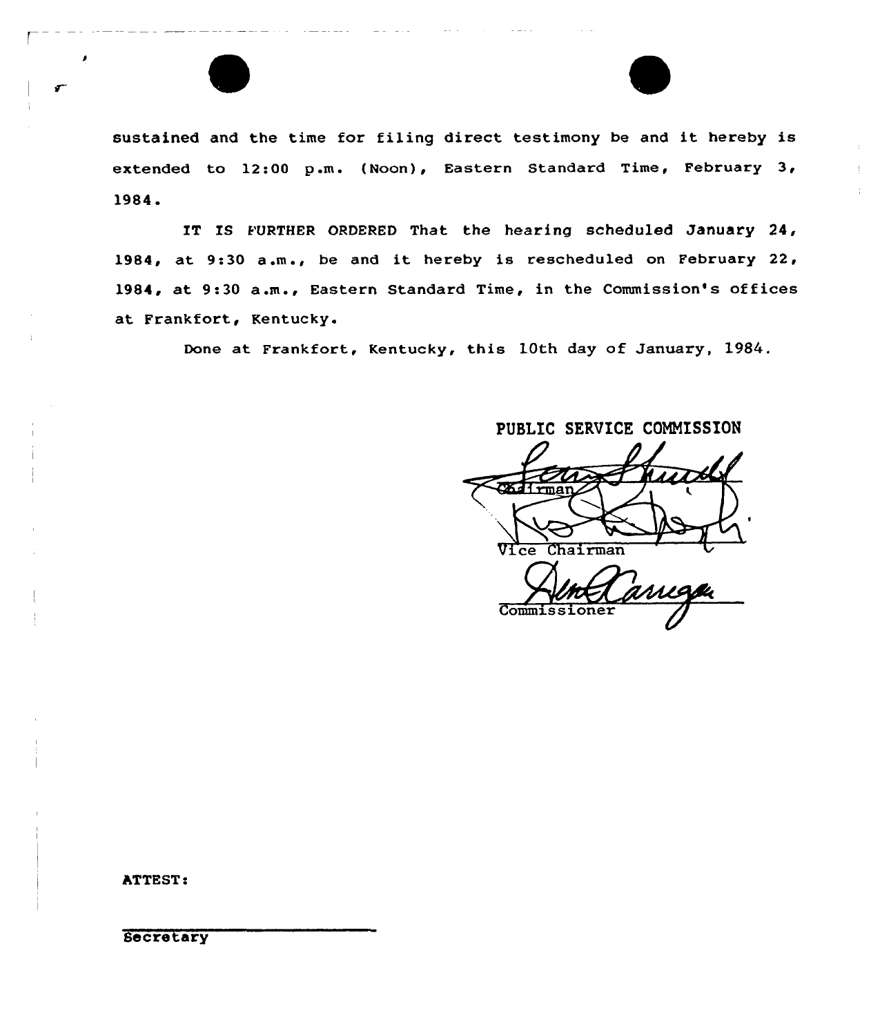sustained and the time for filing direct testimony be and it hereby is extended to 12:00 p.m. (Noon), Eastern Standard Time, February 3, 1984.

IT IS FURTHER ORDERED That the hearing scheduled January 24, 1984, at 9:30 a.m., be and it hereby is rescheduled on February 22, 1984, at 9:30 a.m., Eastern Standard Time, in the Commission's offices at Frankfort, Kentucky.

Done at Frankfort, Kentucky, this 10th day of January, 1984.

PUBLIC SERVICE COMMISSION

Chairman

Vice Chairman

Commissioner

ATTEST:

Secretary